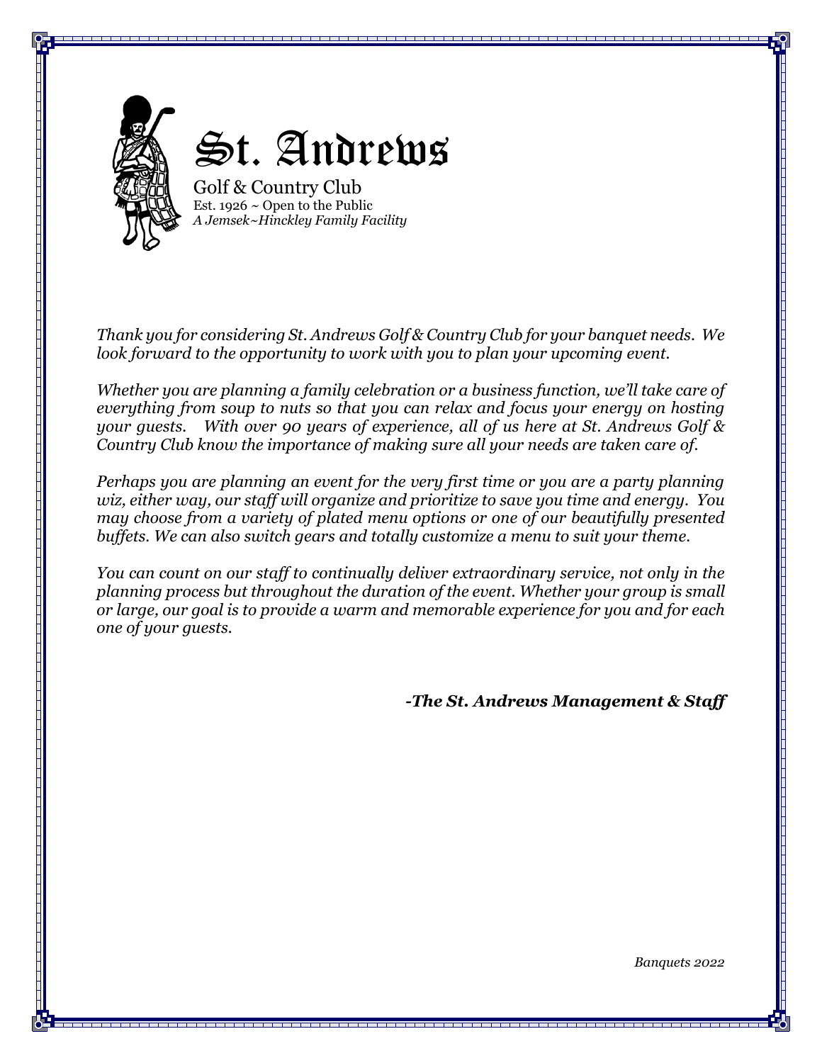# St. Andrews

Golf & Country Club
Est. 1926 ~ Open to the Public
*A Jemsek~Hinckley Family Facility*

*Thank you for considering St. Andrews Golf & Country Club for your banquet needs. We look forward to the opportunity to work with you to plan your upcoming event.*

*Whether you are planning a family celebration or a business function, we'll take care of everything from soup to nuts so that you can relax and focus your energy on hosting your guests. With over 90 years of experience, all of us here at St. Andrews Golf & Country Club know the importance of making sure all your needs are taken care of.*

*Perhaps you are planning an event for the very first time or you are a party planning wiz, either way, our staff will organize and prioritize to save you time and energy. You may choose from a variety of plated menu options or one of our beautifully presented buffets. We can also switch gears and totally customize a menu to suit your theme.*

*You can count on our staff to continually deliver extraordinary service, not only in the planning process but throughout the duration of the event. Whether your group is small or large, our goal is to provide a warm and memorable experience for you and for each one of your guests.*

***-The St. Andrews Management & Staff***

*Banquets 2022*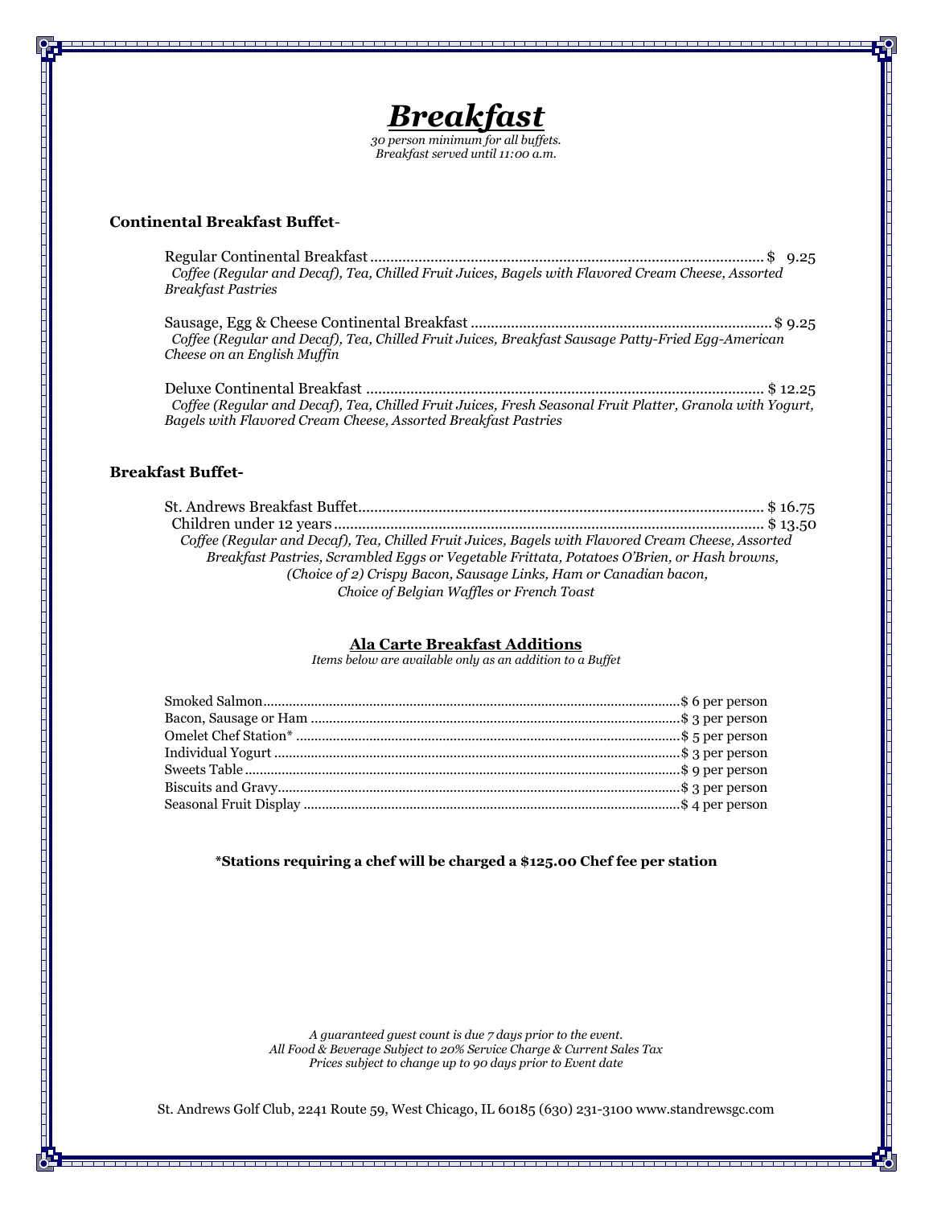# *Breakfast*

*30 person minimum for all buffets.*
*Breakfast served until 11:00 a.m.*

**Continental Breakfast Buffet-**

Regular Continental Breakfast ........................................ $ 9.25
*Coffee (Regular and Decaf), Tea, Chilled Fruit Juices, Bagels with Flavored Cream Cheese, Assorted Breakfast Pastries*

Sausage, Egg & Cheese Continental Breakfast ........................................ $ 9.25
*Coffee (Regular and Decaf), Tea, Chilled Fruit Juices, Breakfast Sausage Patty-Fried Egg-American Cheese on an English Muffin*

Deluxe Continental Breakfast ........................................ $ 12.25
*Coffee (Regular and Decaf), Tea, Chilled Fruit Juices, Fresh Seasonal Fruit Platter, Granola with Yogurt, Bagels with Flavored Cream Cheese, Assorted Breakfast Pastries*

**Breakfast Buffet-**

St. Andrews Breakfast Buffet........................................ $ 16.75
Children under 12 years ........................................ $ 13.50
*Coffee (Regular and Decaf), Tea, Chilled Fruit Juices, Bagels with Flavored Cream Cheese, Assorted Breakfast Pastries, Scrambled Eggs or Vegetable Frittata, Potatoes O'Brien, or Hash browns, (Choice of 2) Crispy Bacon, Sausage Links, Ham or Canadian bacon, Choice of Belgian Waffles or French Toast*

## Ala Carte Breakfast Additions

*Items below are available only as an addition to a Buffet*

Smoked Salmon........................................ $ 6 per person
Bacon, Sausage or Ham ........................................ $ 3 per person
Omelet Chef Station* ........................................ $ 5 per person
Individual Yogurt ........................................ $ 3 per person
Sweets Table ........................................ $ 9 per person
Biscuits and Gravy........................................ $ 3 per person
Seasonal Fruit Display ........................................ $ 4 per person

***Stations requiring a chef will be charged a $125.00 Chef fee per station**

*A guaranteed guest count is due 7 days prior to the event.*
*All Food & Beverage Subject to 20% Service Charge & Current Sales Tax*
*Prices subject to change up to 90 days prior to Event date*

St. Andrews Golf Club, 2241 Route 59, West Chicago, IL 60185 (630) 231-3100 www.standrewsgc.com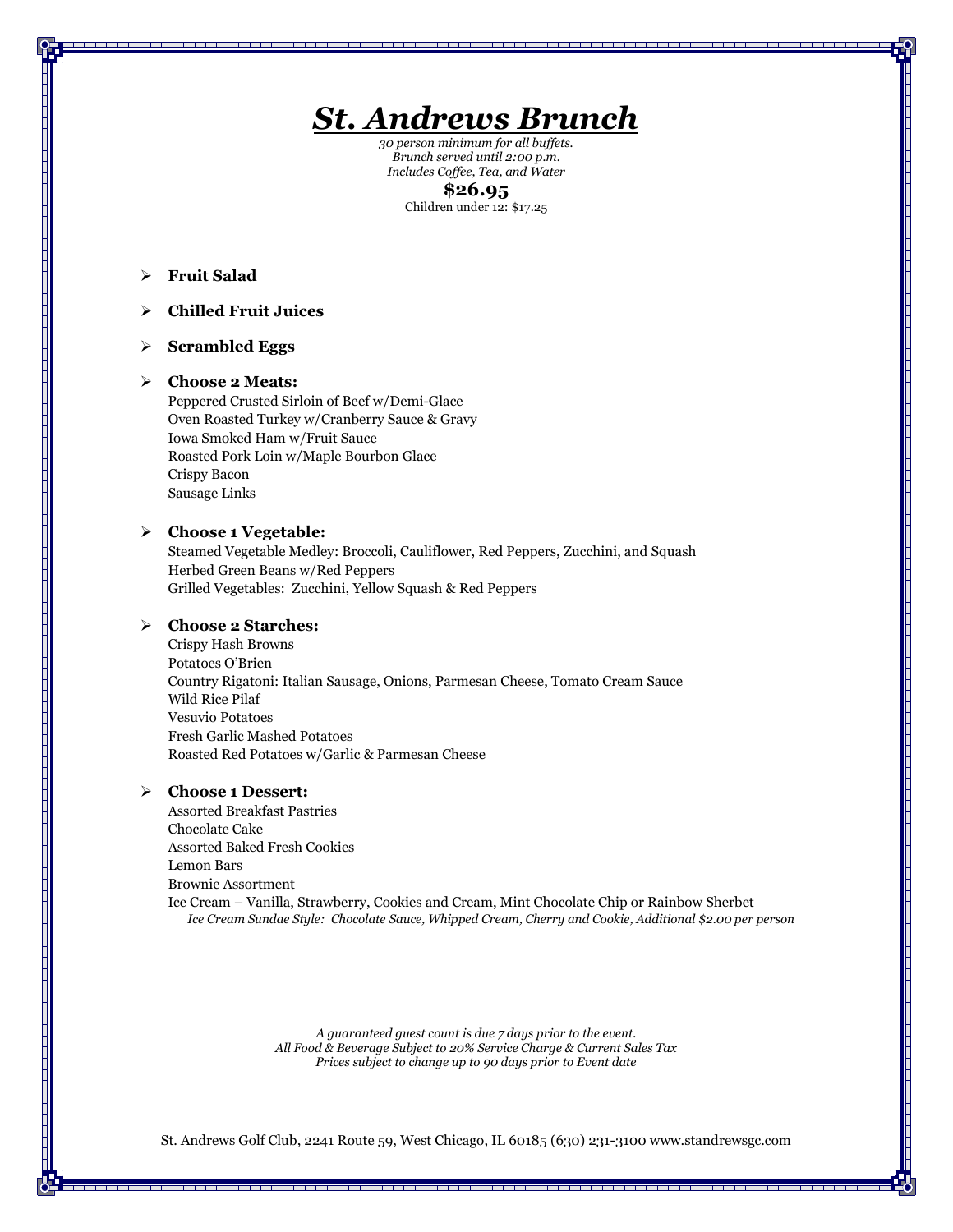# *St. Andrews Brunch*

*30 person minimum for all buffets.*
*Brunch served until 2:00 p.m.*
*Includes Coffee, Tea, and Water*

**$26.95**

Children under 12: $17.25

- **Fruit Salad**
- **Chilled Fruit Juices**
- **Scrambled Eggs**
- **Choose 2 Meats:**
  Peppered Crusted Sirloin of Beef w/Demi-Glace
  Oven Roasted Turkey w/Cranberry Sauce & Gravy
  Iowa Smoked Ham w/Fruit Sauce
  Roasted Pork Loin w/Maple Bourbon Glace
  Crispy Bacon
  Sausage Links
- **Choose 1 Vegetable:**
  Steamed Vegetable Medley: Broccoli, Cauliflower, Red Peppers, Zucchini, and Squash
  Herbed Green Beans w/Red Peppers
  Grilled Vegetables: Zucchini, Yellow Squash & Red Peppers
- **Choose 2 Starches:**
  Crispy Hash Browns
  Potatoes O'Brien
  Country Rigatoni: Italian Sausage, Onions, Parmesan Cheese, Tomato Cream Sauce
  Wild Rice Pilaf
  Vesuvio Potatoes
  Fresh Garlic Mashed Potatoes
  Roasted Red Potatoes w/Garlic & Parmesan Cheese
- **Choose 1 Dessert:**
  Assorted Breakfast Pastries
  Chocolate Cake
  Assorted Baked Fresh Cookies
  Lemon Bars
  Brownie Assortment
  Ice Cream – Vanilla, Strawberry, Cookies and Cream, Mint Chocolate Chip or Rainbow Sherbet
  *Ice Cream Sundae Style: Chocolate Sauce, Whipped Cream, Cherry and Cookie, Additional $2.00 per person*

*A guaranteed guest count is due 7 days prior to the event.*
*All Food & Beverage Subject to 20% Service Charge & Current Sales Tax*
*Prices subject to change up to 90 days prior to Event date*

St. Andrews Golf Club, 2241 Route 59, West Chicago, IL 60185 (630) 231-3100 www.standrewsgc.com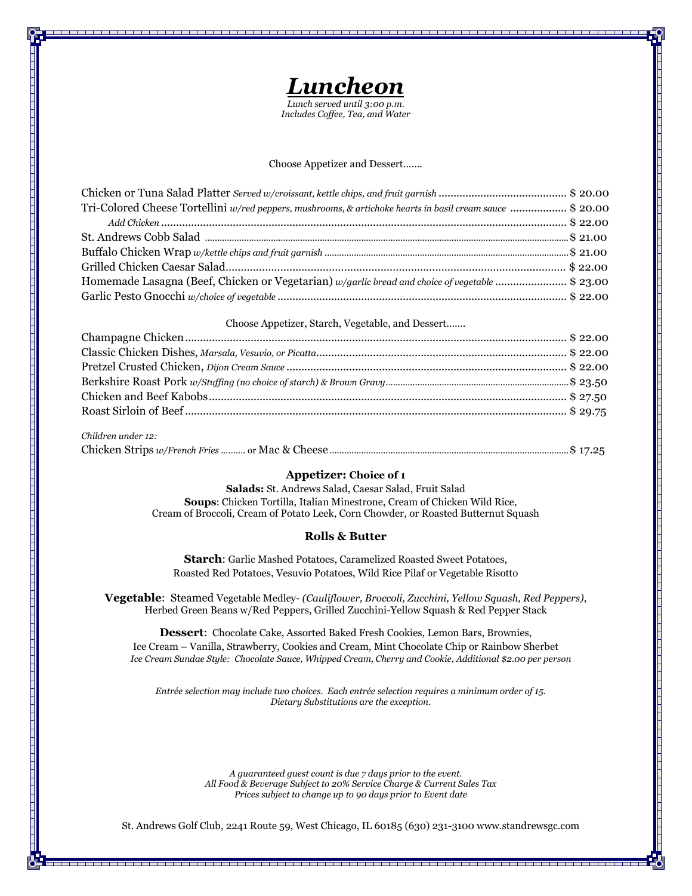# *Luncheon*

*Lunch served until 3:00 p.m.*
*Includes Coffee, Tea, and Water*

Choose Appetizer and Dessert.......

Chicken or Tuna Salad Platter *Served w/croissant, kettle chips, and fruit garnish* .......... $ 20.00
Tri-Colored Cheese Tortellini *w/red peppers, mushrooms, & artichoke hearts in basil cream sauce* .......... $ 20.00
 *Add Chicken* .......... $ 22.00
St. Andrews Cobb Salad .......... $ 21.00
Buffalo Chicken Wrap *w/kettle chips and fruit garnish* .......... $ 21.00
Grilled Chicken Caesar Salad.......... $ 22.00
Homemade Lasagna (Beef, Chicken or Vegetarian) *w/garlic bread and choice of vegetable* .......... $ 23.00
Garlic Pesto Gnocchi *w/choice of vegetable* .......... $ 22.00

Choose Appetizer, Starch, Vegetable, and Dessert.......

Champagne Chicken.......... $ 22.00
Classic Chicken Dishes, *Marsala, Vesuvio, or Picatta*.......... $ 22.00
Pretzel Crusted Chicken, *Dijon Cream Sauce* .......... $ 22.00
Berkshire Roast Pork *w/Stuffing (no choice of starch) & Brown Gravy*.......... $ 23.50
Chicken and Beef Kabobs.......... $ 27.50
Roast Sirloin of Beef.......... $ 29.75

*Children under 12:*
Chicken Strips *w/French Fries* .......... or Mac & Cheese.......... $ 17.25

**Appetizer: Choice of 1**

**Salads:** St. Andrews Salad, Caesar Salad, Fruit Salad
**Soups**: Chicken Tortilla, Italian Minestrone, Cream of Chicken Wild Rice, Cream of Broccoli, Cream of Potato Leek, Corn Chowder, or Roasted Butternut Squash

**Rolls & Butter**

**Starch**: Garlic Mashed Potatoes, Caramelized Roasted Sweet Potatoes, Roasted Red Potatoes, Vesuvio Potatoes, Wild Rice Pilaf or Vegetable Risotto

**Vegetable**: Steamed Vegetable Medley- *(Cauliflower, Broccoli, Zucchini, Yellow Squash, Red Peppers)*, Herbed Green Beans w/Red Peppers, Grilled Zucchini-Yellow Squash & Red Pepper Stack

**Dessert**: Chocolate Cake, Assorted Baked Fresh Cookies, Lemon Bars, Brownies, Ice Cream – Vanilla, Strawberry, Cookies and Cream, Mint Chocolate Chip or Rainbow Sherbet
*Ice Cream Sundae Style: Chocolate Sauce, Whipped Cream, Cherry and Cookie, Additional $2.00 per person*

*Entrée selection may include two choices. Each entrée selection requires a minimum order of 15.*
*Dietary Substitutions are the exception.*

*A guaranteed guest count is due 7 days prior to the event.*
*All Food & Beverage Subject to 20% Service Charge & Current Sales Tax*
*Prices subject to change up to 90 days prior to Event date*

St. Andrews Golf Club, 2241 Route 59, West Chicago, IL 60185 (630) 231-3100 www.standrewsgc.com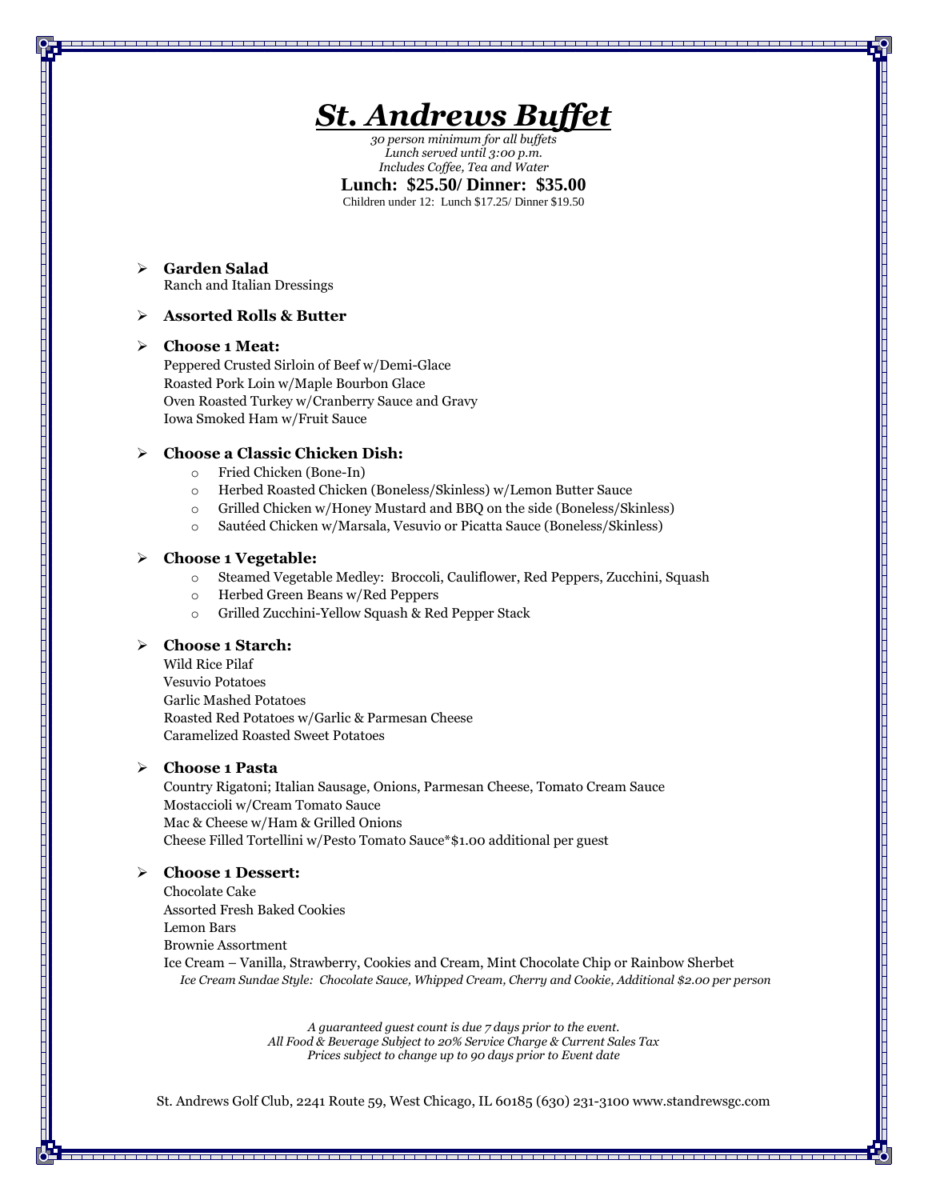# *St. Andrews Buffet*

*30 person minimum for all buffets*
*Lunch served until 3:00 p.m.*
*Includes Coffee, Tea and Water*

**Lunch: $25.50/ Dinner: $35.00**

Children under 12: Lunch $17.25/ Dinner $19.50

- **Garden Salad**
  Ranch and Italian Dressings
- **Assorted Rolls & Butter**
- **Choose 1 Meat:**
  Peppered Crusted Sirloin of Beef w/Demi-Glace
  Roasted Pork Loin w/Maple Bourbon Glace
  Oven Roasted Turkey w/Cranberry Sauce and Gravy
  Iowa Smoked Ham w/Fruit Sauce
- **Choose a Classic Chicken Dish:**
  - Fried Chicken (Bone-In)
  - Herbed Roasted Chicken (Boneless/Skinless) w/Lemon Butter Sauce
  - Grilled Chicken w/Honey Mustard and BBQ on the side (Boneless/Skinless)
  - Sautéed Chicken w/Marsala, Vesuvio or Picatta Sauce (Boneless/Skinless)
- **Choose 1 Vegetable:**
  - Steamed Vegetable Medley: Broccoli, Cauliflower, Red Peppers, Zucchini, Squash
  - Herbed Green Beans w/Red Peppers
  - Grilled Zucchini-Yellow Squash & Red Pepper Stack
- **Choose 1 Starch:**
  Wild Rice Pilaf
  Vesuvio Potatoes
  Garlic Mashed Potatoes
  Roasted Red Potatoes w/Garlic & Parmesan Cheese
  Caramelized Roasted Sweet Potatoes
- **Choose 1 Pasta**
  Country Rigatoni; Italian Sausage, Onions, Parmesan Cheese, Tomato Cream Sauce
  Mostaccioli w/Cream Tomato Sauce
  Mac & Cheese w/Ham & Grilled Onions
  Cheese Filled Tortellini w/Pesto Tomato Sauce*$1.00 additional per guest
- **Choose 1 Dessert:**
  Chocolate Cake
  Assorted Fresh Baked Cookies
  Lemon Bars
  Brownie Assortment
  Ice Cream – Vanilla, Strawberry, Cookies and Cream, Mint Chocolate Chip or Rainbow Sherbet
  *Ice Cream Sundae Style: Chocolate Sauce, Whipped Cream, Cherry and Cookie, Additional $2.00 per person*

*A guaranteed guest count is due 7 days prior to the event.*
*All Food & Beverage Subject to 20% Service Charge & Current Sales Tax*
*Prices subject to change up to 90 days prior to Event date*

St. Andrews Golf Club, 2241 Route 59, West Chicago, IL 60185 (630) 231-3100 www.standrewsgc.com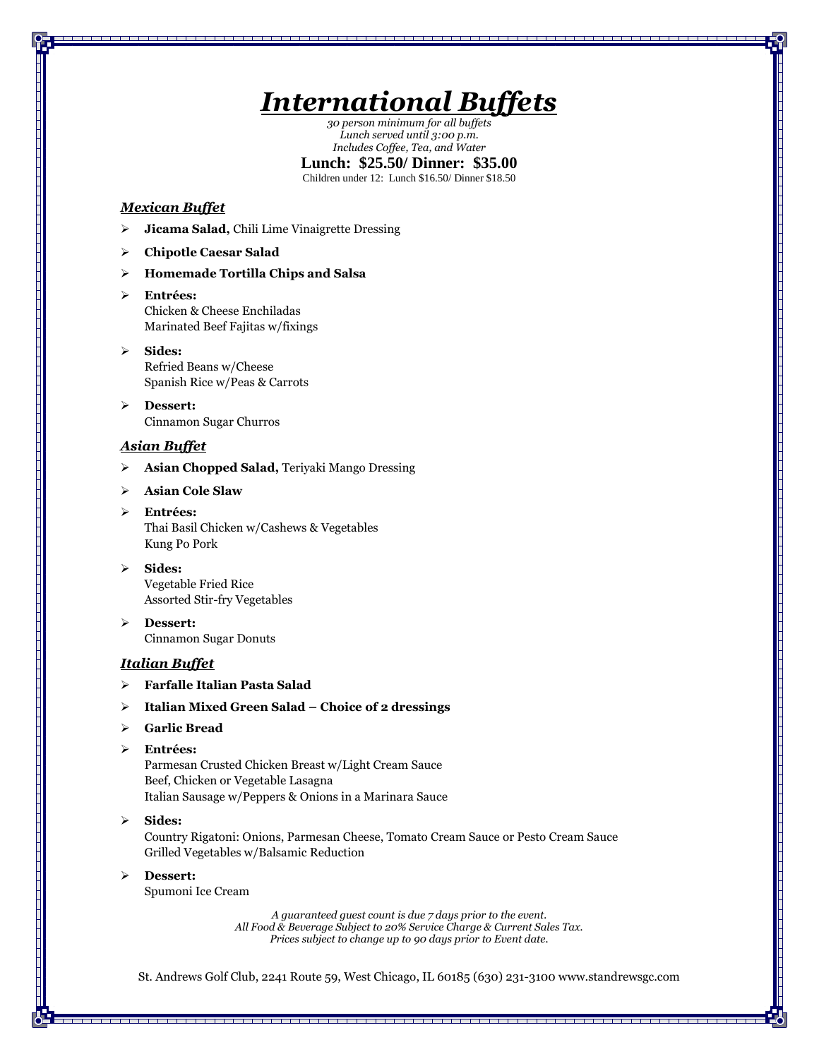# *International Buffets*

*30 person minimum for all buffets*
*Lunch served until 3:00 p.m.*
*Includes Coffee, Tea, and Water*

**Lunch: $25.50/ Dinner: $35.00**

Children under 12: Lunch $16.50/ Dinner $18.50

### ***Mexican Buffet***

- **Jicama Salad,** Chili Lime Vinaigrette Dressing
- **Chipotle Caesar Salad**
- **Homemade Tortilla Chips and Salsa**
- **Entrées:**
  Chicken & Cheese Enchiladas
  Marinated Beef Fajitas w/fixings
- **Sides:**
  Refried Beans w/Cheese
  Spanish Rice w/Peas & Carrots
- **Dessert:**
  Cinnamon Sugar Churros

### ***Asian Buffet***

- **Asian Chopped Salad,** Teriyaki Mango Dressing
- **Asian Cole Slaw**
- **Entrées:**
  Thai Basil Chicken w/Cashews & Vegetables
  Kung Po Pork
- **Sides:**
  Vegetable Fried Rice
  Assorted Stir-fry Vegetables
- **Dessert:**
  Cinnamon Sugar Donuts

### ***Italian Buffet***

- **Farfalle Italian Pasta Salad**
- **Italian Mixed Green Salad – Choice of 2 dressings**
- **Garlic Bread**
- **Entrées:**
  Parmesan Crusted Chicken Breast w/Light Cream Sauce
  Beef, Chicken or Vegetable Lasagna
  Italian Sausage w/Peppers & Onions in a Marinara Sauce
- **Sides:**
  Country Rigatoni: Onions, Parmesan Cheese, Tomato Cream Sauce or Pesto Cream Sauce
  Grilled Vegetables w/Balsamic Reduction
- **Dessert:**
  Spumoni Ice Cream

*A guaranteed guest count is due 7 days prior to the event.*
*All Food & Beverage Subject to 20% Service Charge & Current Sales Tax.*
*Prices subject to change up to 90 days prior to Event date.*

St. Andrews Golf Club, 2241 Route 59, West Chicago, IL 60185 (630) 231-3100 www.standrewsgc.com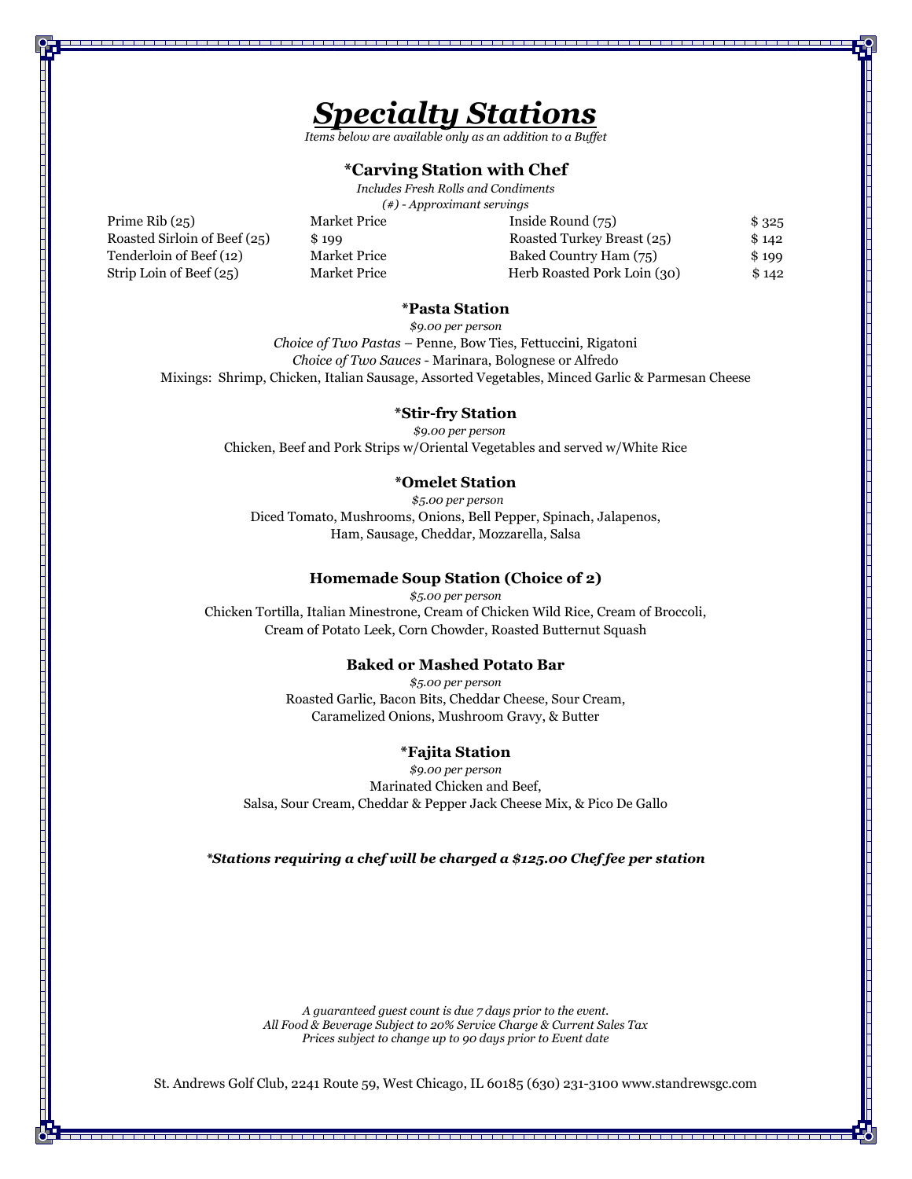# Specialty Stations

*Items below are available only as an addition to a Buffet*

### *Carving Station with Chef

*Includes Fresh Rolls and Condiments*

*(#) - Approximant servings*

| | | | |
|---|---|---|---|
| Prime Rib (25) | Market Price | Inside Round (75) | $ 325 |
| Roasted Sirloin of Beef (25) | $ 199 | Roasted Turkey Breast (25) | $ 142 |
| Tenderloin of Beef (12) | Market Price | Baked Country Ham (75) | $ 199 |
| Strip Loin of Beef (25) | Market Price | Herb Roasted Pork Loin (30) | $ 142 |

### *Pasta Station

*$9.00 per person*

*Choice of Two Pastas* – Penne, Bow Ties, Fettuccini, Rigatoni

*Choice of Two Sauces* - Marinara, Bolognese or Alfredo

Mixings: Shrimp, Chicken, Italian Sausage, Assorted Vegetables, Minced Garlic & Parmesan Cheese

### *Stir-fry Station

*$9.00 per person*

Chicken, Beef and Pork Strips w/Oriental Vegetables and served w/White Rice

### *Omelet Station

*$5.00 per person*

Diced Tomato, Mushrooms, Onions, Bell Pepper, Spinach, Jalapenos,
Ham, Sausage, Cheddar, Mozzarella, Salsa

### Homemade Soup Station (Choice of 2)

*$5.00 per person*

Chicken Tortilla, Italian Minestrone, Cream of Chicken Wild Rice, Cream of Broccoli,
Cream of Potato Leek, Corn Chowder, Roasted Butternut Squash

### Baked or Mashed Potato Bar

*$5.00 per person*

Roasted Garlic, Bacon Bits, Cheddar Cheese, Sour Cream,
Caramelized Onions, Mushroom Gravy, & Butter

### *Fajita Station

*$9.00 per person*

Marinated Chicken and Beef,
Salsa, Sour Cream, Cheddar & Pepper Jack Cheese Mix, & Pico De Gallo

***Stations requiring a chef will be charged a $125.00 Chef fee per station***

*A guaranteed guest count is due 7 days prior to the event.*
*All Food & Beverage Subject to 20% Service Charge & Current Sales Tax*
*Prices subject to change up to 90 days prior to Event date*

St. Andrews Golf Club, 2241 Route 59, West Chicago, IL 60185 (630) 231-3100 www.standrewsgc.com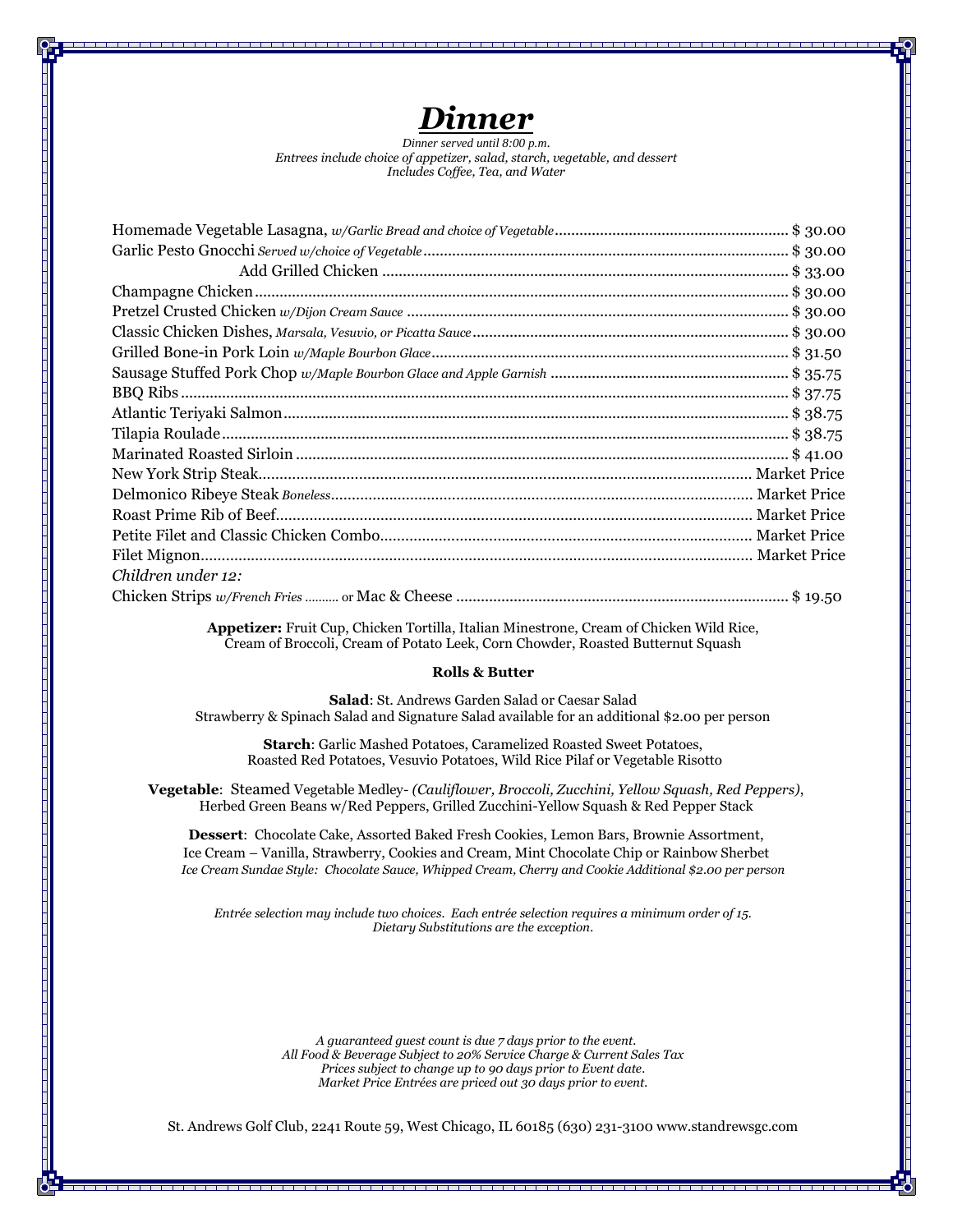# ***Dinner***

*Dinner served until 8:00 p.m.*
*Entrees include choice of appetizer, salad, starch, vegetable, and dessert*
*Includes Coffee, Tea, and Water*

| Entrée | Price |
|---|---|
| Homemade Vegetable Lasagna, *w/Garlic Bread and choice of Vegetable* | $ 30.00 |
| Garlic Pesto Gnocchi *Served w/choice of Vegetable* | $ 30.00 |
| Add Grilled Chicken | $ 33.00 |
| Champagne Chicken | $ 30.00 |
| Pretzel Crusted Chicken *w/Dijon Cream Sauce* | $ 30.00 |
| Classic Chicken Dishes, *Marsala, Vesuvio, or Picatta Sauce* | $ 30.00 |
| Grilled Bone-in Pork Loin *w/Maple Bourbon Glace* | $ 31.50 |
| Sausage Stuffed Pork Chop *w/Maple Bourbon Glace and Apple Garnish* | $ 35.75 |
| BBQ Ribs | $ 37.75 |
| Atlantic Teriyaki Salmon | $ 38.75 |
| Tilapia Roulade | $ 38.75 |
| Marinated Roasted Sirloin | $ 41.00 |
| New York Strip Steak | Market Price |
| Delmonico Ribeye Steak *Boneless* | Market Price |
| Roast Prime Rib of Beef | Market Price |
| Petite Filet and Classic Chicken Combo | Market Price |
| Filet Mignon | Market Price |
| *Children under 12:* | |
| Chicken Strips *w/French Fries* or Mac & Cheese | $ 19.50 |

**Appetizer:** Fruit Cup, Chicken Tortilla, Italian Minestrone, Cream of Chicken Wild Rice, Cream of Broccoli, Cream of Potato Leek, Corn Chowder, Roasted Butternut Squash

**Rolls & Butter**

**Salad**: St. Andrews Garden Salad or Caesar Salad
Strawberry & Spinach Salad and Signature Salad available for an additional $2.00 per person

**Starch**: Garlic Mashed Potatoes, Caramelized Roasted Sweet Potatoes, Roasted Red Potatoes, Vesuvio Potatoes, Wild Rice Pilaf or Vegetable Risotto

**Vegetable**: Steamed Vegetable Medley- *(Cauliflower, Broccoli, Zucchini, Yellow Squash, Red Peppers)*, Herbed Green Beans w/Red Peppers, Grilled Zucchini-Yellow Squash & Red Pepper Stack

**Dessert**: Chocolate Cake, Assorted Baked Fresh Cookies, Lemon Bars, Brownie Assortment, Ice Cream – Vanilla, Strawberry, Cookies and Cream, Mint Chocolate Chip or Rainbow Sherbet
*Ice Cream Sundae Style: Chocolate Sauce, Whipped Cream, Cherry and Cookie Additional $2.00 per person*

*Entrée selection may include two choices. Each entrée selection requires a minimum order of 15.*
*Dietary Substitutions are the exception.*

*A guaranteed guest count is due 7 days prior to the event.*
*All Food & Beverage Subject to 20% Service Charge & Current Sales Tax*
*Prices subject to change up to 90 days prior to Event date.*
*Market Price Entrées are priced out 30 days prior to event.*

St. Andrews Golf Club, 2241 Route 59, West Chicago, IL 60185 (630) 231-3100 www.standrewsgc.com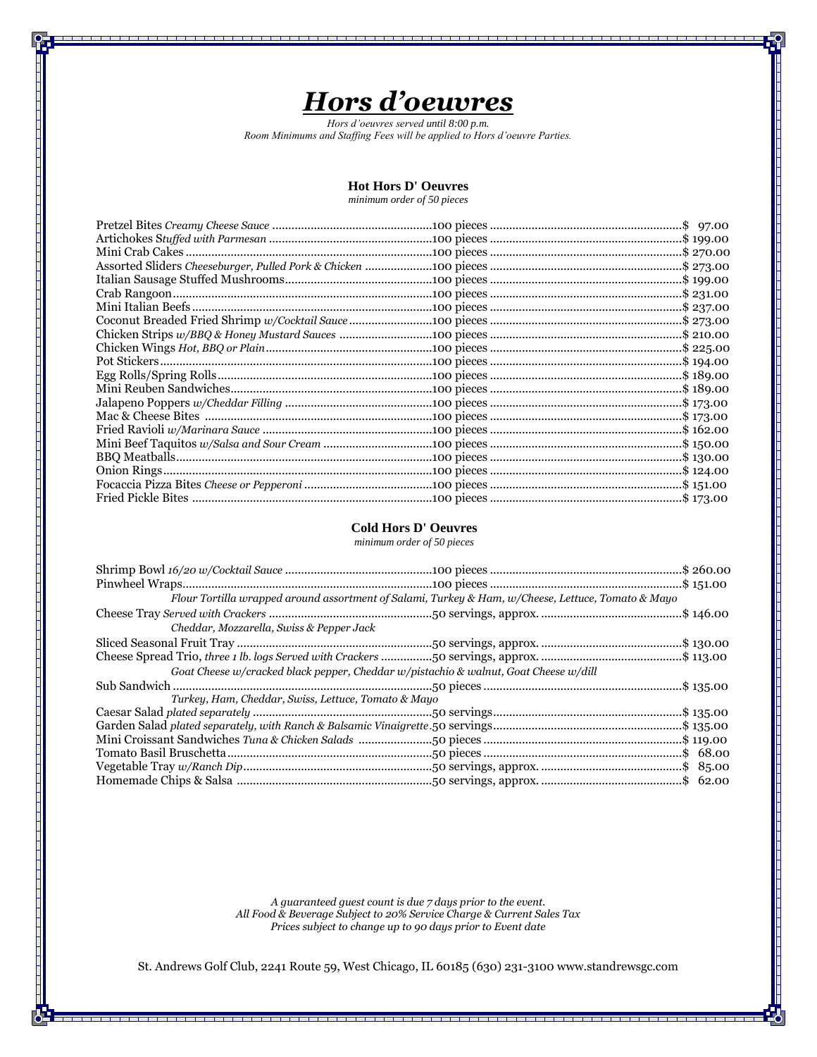# *Hors d'oeuvres*

*Hors d'oeuvres served until 8:00 p.m.*
*Room Minimums and Staffing Fees will be applied to Hors d'oeuvre Parties.*

### Hot Hors D' Oeuvres

*minimum order of 50 pieces*

| Item | Quantity | Price |
|---|---|---|
| Pretzel Bites *Creamy Cheese Sauce* | 100 pieces | $ 97.00 |
| Artichokes S*tuffed with Parmesan* | 100 pieces | $ 199.00 |
| Mini Crab Cakes | 100 pieces | $ 270.00 |
| Assorted Sliders *Cheeseburger, Pulled Pork & Chicken* | 100 pieces | $ 273.00 |
| Italian Sausage Stuffed Mushrooms | 100 pieces | $ 199.00 |
| Crab Rangoon | 100 pieces | $ 231.00 |
| Mini Italian Beefs | 100 pieces | $ 237.00 |
| Coconut Breaded Fried Shrimp *w/Cocktail Sauce* | 100 pieces | $ 273.00 |
| Chicken Strips *w/BBQ & Honey Mustard Sauces* | 100 pieces | $ 210.00 |
| Chicken Wings *Hot, BBQ or Plain* | 100 pieces | $ 225.00 |
| Pot Stickers | 100 pieces | $ 194.00 |
| Egg Rolls/Spring Rolls | 100 pieces | $ 189.00 |
| Mini Reuben Sandwiches | 100 pieces | $ 189.00 |
| Jalapeno Poppers *w/Cheddar Filling* | 100 pieces | $ 173.00 |
| Mac & Cheese Bites | 100 pieces | $ 173.00 |
| Fried Ravioli *w/Marinara Sauce* | 100 pieces | $ 162.00 |
| Mini Beef Taquitos *w/Salsa and Sour Cream* | 100 pieces | $ 150.00 |
| BBQ Meatballs | 100 pieces | $ 130.00 |
| Onion Rings | 100 pieces | $ 124.00 |
| Focaccia Pizza Bites *Cheese or Pepperoni* | 100 pieces | $ 151.00 |
| Fried Pickle Bites | 100 pieces | $ 173.00 |

### Cold Hors D' Oeuvres

*minimum order of 50 pieces*

| Item | Quantity | Price |
|---|---|---|
| Shrimp Bowl *16/20 w/Cocktail Sauce* | 100 pieces | $ 260.00 |
| Pinwheel Wraps<br>*Flour Tortilla wrapped around assortment of Salami, Turkey & Ham, w/Cheese, Lettuce, Tomato & Mayo* | 100 pieces | $ 151.00 |
| Cheese Tray *Served with Crackers*<br>*Cheddar, Mozzarella, Swiss & Pepper Jack* | 50 servings, approx. | $ 146.00 |
| Sliced Seasonal Fruit Tray | 50 servings, approx. | $ 130.00 |
| Cheese Spread Trio, *three 1 lb. logs Served with Crackers*<br>*Goat Cheese w/cracked black pepper, Cheddar w/pistachio & walnut, Goat Cheese w/dill* | 50 servings, approx. | $ 113.00 |
| Sub Sandwich<br>*Turkey, Ham, Cheddar, Swiss, Lettuce, Tomato & Mayo* | 50 pieces | $ 135.00 |
| Caesar Salad *plated separately* | 50 servings | $ 135.00 |
| Garden Salad *plated separately, with Ranch & Balsamic Vinaigrette* | 50 servings | $ 135.00 |
| Mini Croissant Sandwiches *Tuna & Chicken Salads* | 50 pieces | $ 119.00 |
| Tomato Basil Bruschetta | 50 pieces | $ 68.00 |
| Vegetable Tray *w/Ranch Dip* | 50 servings, approx. | $ 85.00 |
| Homemade Chips & Salsa | 50 servings, approx. | $ 62.00 |

*A guaranteed guest count is due 7 days prior to the event.*
*All Food & Beverage Subject to 20% Service Charge & Current Sales Tax*
*Prices subject to change up to 90 days prior to Event date*

St. Andrews Golf Club, 2241 Route 59, West Chicago, IL 60185 (630) 231-3100 www.standrewsgc.com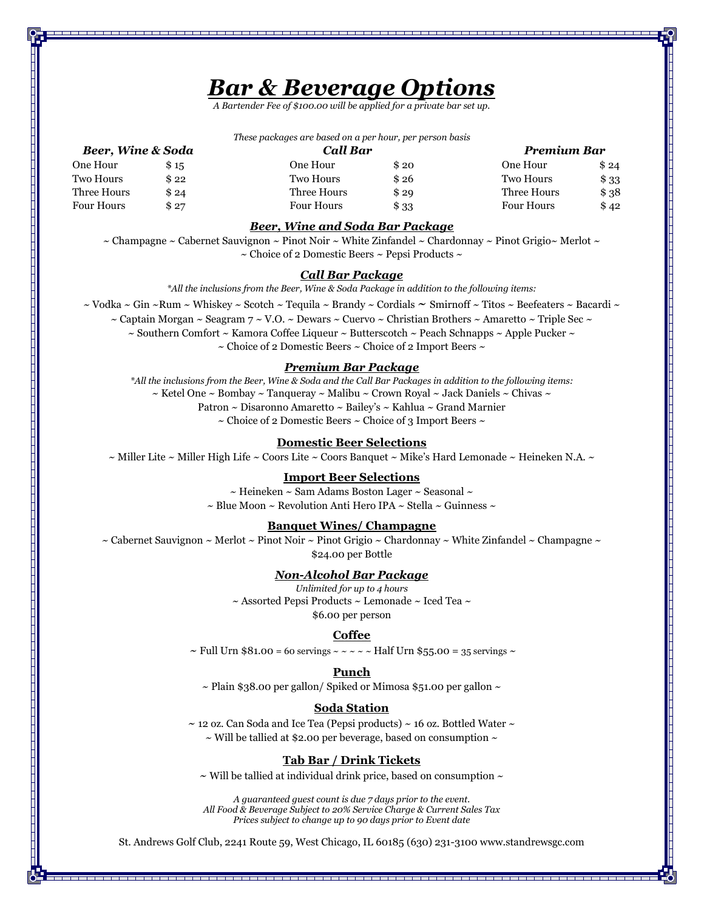# *Bar & Beverage Options*

*A Bartender Fee of $100.00 will be applied for a private bar set up.*

*These packages are based on a per hour, per person basis*

| ***Beer, Wine & Soda*** | | ***Call Bar*** | | ***Premium Bar*** | |
|---|---|---|---|---|---|
| One Hour | $ 15 | One Hour | $ 20 | One Hour | $ 24 |
| Two Hours | $ 22 | Two Hours | $ 26 | Two Hours | $ 33 |
| Three Hours | $ 24 | Three Hours | $ 29 | Three Hours | $ 38 |
| Four Hours | $ 27 | Four Hours | $ 33 | Four Hours | $ 42 |

### ***Beer, Wine and Soda Bar Package***

~ Champagne ~ Cabernet Sauvignon ~ Pinot Noir ~ White Zinfandel ~ Chardonnay ~ Pinot Grigio~ Merlot ~
~ Choice of 2 Domestic Beers ~ Pepsi Products ~

### ***Call Bar Package***

*\*All the inclusions from the Beer, Wine & Soda Package in addition to the following items:*

~ Vodka ~ Gin ~Rum ~ Whiskey ~ Scotch ~ Tequila ~ Brandy ~ Cordials ~ Smirnoff ~ Titos ~ Beefeaters ~ Bacardi ~
~ Captain Morgan ~ Seagram 7 ~ V.O. ~ Dewars ~ Cuervo ~ Christian Brothers ~ Amaretto ~ Triple Sec ~
~ Southern Comfort ~ Kamora Coffee Liqueur ~ Butterscotch ~ Peach Schnapps ~ Apple Pucker ~
~ Choice of 2 Domestic Beers ~ Choice of 2 Import Beers ~

### ***Premium Bar Package***

*\*All the inclusions from the Beer, Wine & Soda and the Call Bar Packages in addition to the following items:*

~ Ketel One ~ Bombay ~ Tanqueray ~ Malibu ~ Crown Royal ~ Jack Daniels ~ Chivas ~
Patron ~ Disaronno Amaretto ~ Bailey's ~ Kahlua ~ Grand Marnier
~ Choice of 2 Domestic Beers ~ Choice of 3 Import Beers ~

### **Domestic Beer Selections**

~ Miller Lite ~ Miller High Life ~ Coors Lite ~ Coors Banquet ~ Mike's Hard Lemonade ~ Heineken N.A. ~

### **Import Beer Selections**

~ Heineken ~ Sam Adams Boston Lager ~ Seasonal ~
~ Blue Moon ~ Revolution Anti Hero IPA ~ Stella ~ Guinness ~

### **Banquet Wines/ Champagne**

~ Cabernet Sauvignon ~ Merlot ~ Pinot Noir ~ Pinot Grigio ~ Chardonnay ~ White Zinfandel ~ Champagne ~
$24.00 per Bottle

### ***Non-Alcohol Bar Package***

*Unlimited for up to 4 hours*
~ Assorted Pepsi Products ~ Lemonade ~ Iced Tea ~
$6.00 per person

### **Coffee**

~ Full Urn $81.00 = 60 servings ~ ~ ~ ~ ~ Half Urn $55.00 = 35 servings ~

### **Punch**

~ Plain $38.00 per gallon/ Spiked or Mimosa $51.00 per gallon ~

### **Soda Station**

~ 12 oz. Can Soda and Ice Tea (Pepsi products) ~ 16 oz. Bottled Water ~
~ Will be tallied at $2.00 per beverage, based on consumption ~

### **Tab Bar / Drink Tickets**

~ Will be tallied at individual drink price, based on consumption ~

*A guaranteed guest count is due 7 days prior to the event.*
*All Food & Beverage Subject to 20% Service Charge & Current Sales Tax*
*Prices subject to change up to 90 days prior to Event date*

St. Andrews Golf Club, 2241 Route 59, West Chicago, IL 60185 (630) 231-3100 www.standrewsgc.com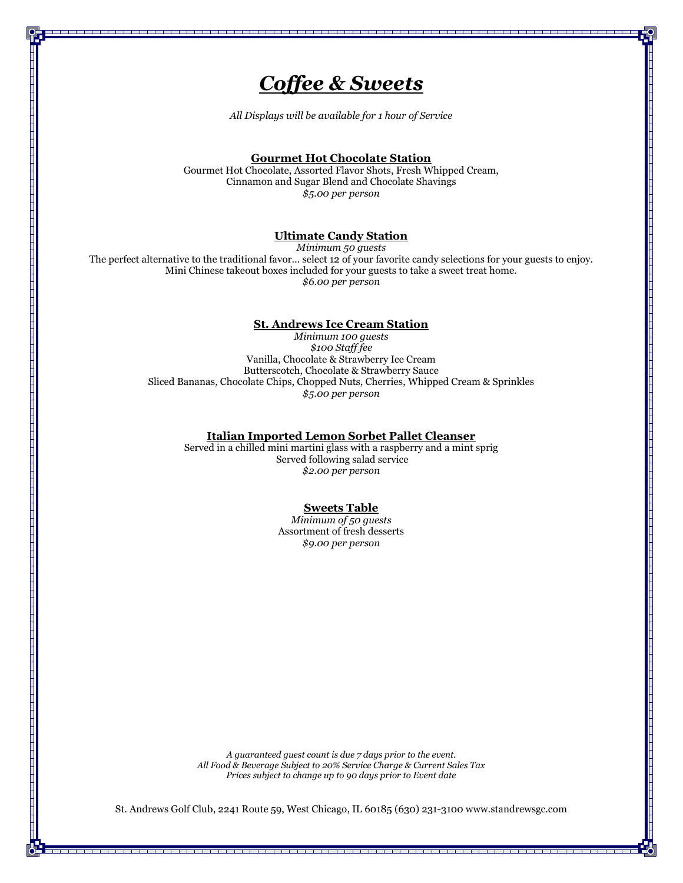# ***Coffee & Sweets***

*All Displays will be available for 1 hour of Service*

### Gourmet Hot Chocolate Station

Gourmet Hot Chocolate, Assorted Flavor Shots, Fresh Whipped Cream,
Cinnamon and Sugar Blend and Chocolate Shavings
*$5.00 per person*

### Ultimate Candy Station

*Minimum 50 guests*
The perfect alternative to the traditional favor… select 12 of your favorite candy selections for your guests to enjoy.
Mini Chinese takeout boxes included for your guests to take a sweet treat home.
*$6.00 per person*

### St. Andrews Ice Cream Station

*Minimum 100 guests*
*$100 Staff fee*
Vanilla, Chocolate & Strawberry Ice Cream
Butterscotch, Chocolate & Strawberry Sauce
Sliced Bananas, Chocolate Chips, Chopped Nuts, Cherries, Whipped Cream & Sprinkles
*$5.00 per person*

### Italian Imported Lemon Sorbet Pallet Cleanser

Served in a chilled mini martini glass with a raspberry and a mint sprig
Served following salad service
*$2.00 per person*

### Sweets Table

*Minimum of 50 guests*
Assortment of fresh desserts
*$9.00 per person*

*A guaranteed guest count is due 7 days prior to the event.*
*All Food & Beverage Subject to 20% Service Charge & Current Sales Tax*
*Prices subject to change up to 90 days prior to Event date*

St. Andrews Golf Club, 2241 Route 59, West Chicago, IL 60185 (630) 231-3100 www.standrewsgc.com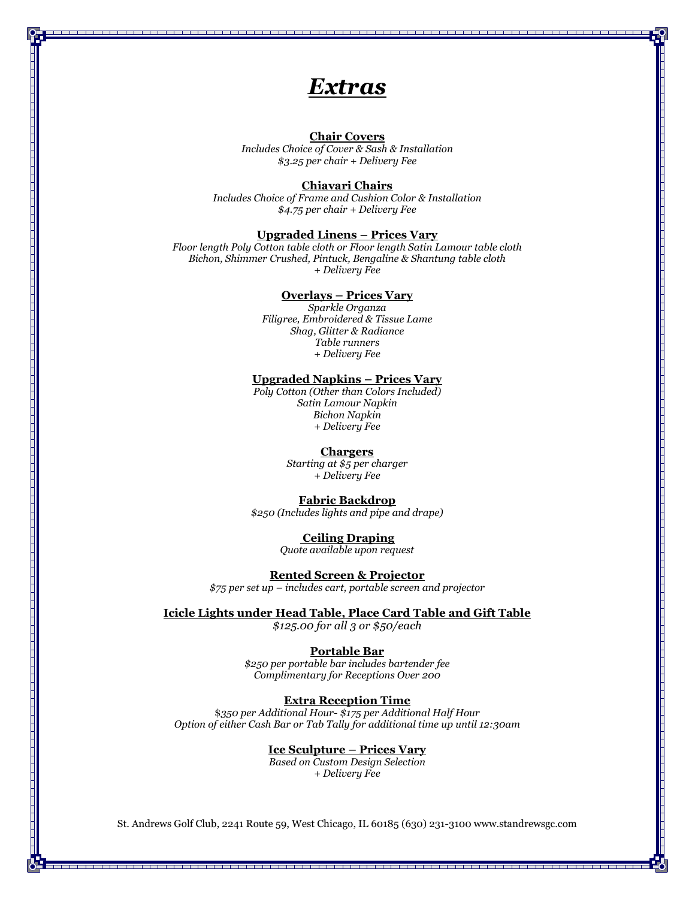# *Extras*

**Chair Covers**

*Includes Choice of Cover & Sash & Installation*
*$3.25 per chair + Delivery Fee*

**Chiavari Chairs**

*Includes Choice of Frame and Cushion Color & Installation*
*$4.75 per chair + Delivery Fee*

**Upgraded Linens – Prices Vary**

*Floor length Poly Cotton table cloth or Floor length Satin Lamour table cloth*
*Bichon, Shimmer Crushed, Pintuck, Bengaline & Shantung table cloth*
*+ Delivery Fee*

**Overlays – Prices Vary**

*Sparkle Organza*
*Filigree, Embroidered & Tissue Lame*
*Shag, Glitter & Radiance*
*Table runners*
*+ Delivery Fee*

**Upgraded Napkins – Prices Vary**

*Poly Cotton (Other than Colors Included)*
*Satin Lamour Napkin*
*Bichon Napkin*
*+ Delivery Fee*

**Chargers**

*Starting at $5 per charger*
*+ Delivery Fee*

**Fabric Backdrop**

*$250 (Includes lights and pipe and drape)*

**Ceiling Draping**

*Quote available upon request*

**Rented Screen & Projector**

*$75 per set up – includes cart, portable screen and projector*

**Icicle Lights under Head Table, Place Card Table and Gift Table**

*$125.00 for all 3 or $50/each*

**Portable Bar**

*$250 per portable bar includes bartender fee*
*Complimentary for Receptions Over 200*

**Extra Reception Time**

*$350 per Additional Hour- $175 per Additional Half Hour*
*Option of either Cash Bar or Tab Tally for additional time up until 12:30am*

**Ice Sculpture – Prices Vary**

*Based on Custom Design Selection*
*+ Delivery Fee*

St. Andrews Golf Club, 2241 Route 59, West Chicago, IL 60185 (630) 231-3100 www.standrewsgc.com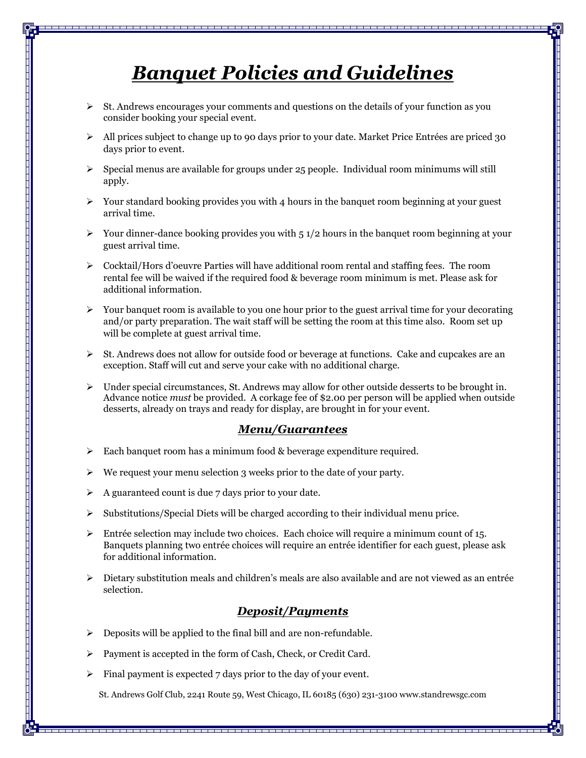# ***Banquet Policies and Guidelines***

- St. Andrews encourages your comments and questions on the details of your function as you consider booking your special event.
- All prices subject to change up to 90 days prior to your date. Market Price Entrées are priced 30 days prior to event.
- Special menus are available for groups under 25 people. Individual room minimums will still apply.
- Your standard booking provides you with 4 hours in the banquet room beginning at your guest arrival time.
- Your dinner-dance booking provides you with 5 1/2 hours in the banquet room beginning at your guest arrival time.
- Cocktail/Hors d'oeuvre Parties will have additional room rental and staffing fees. The room rental fee will be waived if the required food & beverage room minimum is met. Please ask for additional information.
- Your banquet room is available to you one hour prior to the guest arrival time for your decorating and/or party preparation. The wait staff will be setting the room at this time also. Room set up will be complete at guest arrival time.
- St. Andrews does not allow for outside food or beverage at functions. Cake and cupcakes are an exception. Staff will cut and serve your cake with no additional charge.
- Under special circumstances, St. Andrews may allow for other outside desserts to be brought in. Advance notice *must* be provided. A corkage fee of $2.00 per person will be applied when outside desserts, already on trays and ready for display, are brought in for your event.

## ***Menu/Guarantees***

- Each banquet room has a minimum food & beverage expenditure required.
- We request your menu selection 3 weeks prior to the date of your party.
- A guaranteed count is due 7 days prior to your date.
- Substitutions/Special Diets will be charged according to their individual menu price.
- Entrée selection may include two choices. Each choice will require a minimum count of 15. Banquets planning two entrée choices will require an entrée identifier for each guest, please ask for additional information.
- Dietary substitution meals and children's meals are also available and are not viewed as an entrée selection.

## ***Deposit/Payments***

- Deposits will be applied to the final bill and are non-refundable.
- Payment is accepted in the form of Cash, Check, or Credit Card.
- Final payment is expected 7 days prior to the day of your event.

St. Andrews Golf Club, 2241 Route 59, West Chicago, IL 60185 (630) 231-3100 www.standrewsgc.com